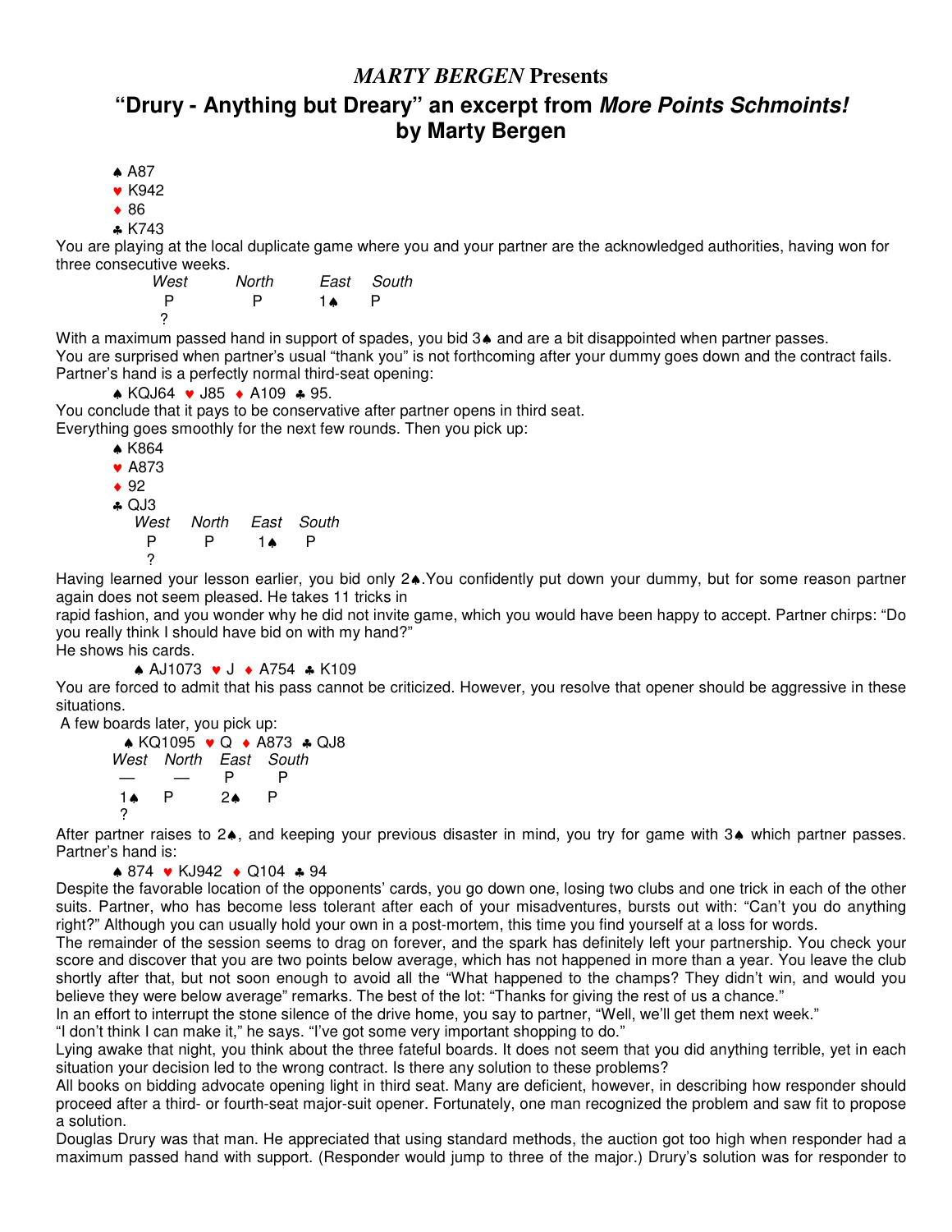# *MARTY BERGEN* Presents

## "Drury - Anything but Dreary" an excerpt from *More Points Schmoints!* by Marty Bergen

♠ A87
♥ K942
♦ 86
♣ K743

You are playing at the local duplicate game where you and your partner are the acknowledged authorities, having won for three consecutive weeks.

| *West* | *North* | *East* | *South* |
|---|---|---|---|
| P | P | 1♠ | P |
| ? | | | |

With a maximum passed hand in support of spades, you bid 3♠ and are a bit disappointed when partner passes.
You are surprised when partner's usual "thank you" is not forthcoming after your dummy goes down and the contract fails. Partner's hand is a perfectly normal third-seat opening:

♠ KQJ64 ♥ J85 ♦ A109 ♣ 95.

You conclude that it pays to be conservative after partner opens in third seat.
Everything goes smoothly for the next few rounds. Then you pick up:

♠ K864
♥ A873
♦ 92
♣ QJ3

| *West* | *North* | *East* | *South* |
|---|---|---|---|
| P | P | 1♠ | P |
| ? | | | |

Having learned your lesson earlier, you bid only 2♠. You confidently put down your dummy, but for some reason partner again does not seem pleased. He takes 11 tricks in rapid fashion, and you wonder why he did not invite game, which you would have been happy to accept. Partner chirps: "Do you really think I should have bid on with my hand?"
He shows his cards.

♠ AJ1073 ♥ J ♦ A754 ♣ K109

You are forced to admit that his pass cannot be criticized. However, you resolve that opener should be aggressive in these situations.
A few boards later, you pick up:

♠ KQ1095 ♥ Q ♦ A873 ♣ QJ8

| *West* | *North* | *East* | *South* |
|---|---|---|---|
| — | — | P | P |
| 1♠ | P | 2♠ | P |
| ? | | | |

After partner raises to 2♠, and keeping your previous disaster in mind, you try for game with 3♠ which partner passes. Partner's hand is:

♠ 874 ♥ KJ942 ♦ Q104 ♣ 94

Despite the favorable location of the opponents' cards, you go down one, losing two clubs and one trick in each of the other suits. Partner, who has become less tolerant after each of your misadventures, bursts out with: "Can't you do anything right?" Although you can usually hold your own in a post-mortem, this time you find yourself at a loss for words.
The remainder of the session seems to drag on forever, and the spark has definitely left your partnership. You check your score and discover that you are two points below average, which has not happened in more than a year. You leave the club shortly after that, but not soon enough to avoid all the "What happened to the champs? They didn't win, and would you believe they were below average" remarks. The best of the lot: "Thanks for giving the rest of us a chance."
In an effort to interrupt the stone silence of the drive home, you say to partner, "Well, we'll get them next week."
"I don't think I can make it," he says. "I've got some very important shopping to do."
Lying awake that night, you think about the three fateful boards. It does not seem that you did anything terrible, yet in each situation your decision led to the wrong contract. Is there any solution to these problems?
All books on bidding advocate opening light in third seat. Many are deficient, however, in describing how responder should proceed after a third- or fourth-seat major-suit opener. Fortunately, one man recognized the problem and saw fit to propose a solution.
Douglas Drury was that man. He appreciated that using standard methods, the auction got too high when responder had a maximum passed hand with support. (Responder would jump to three of the major.) Drury's solution was for responder to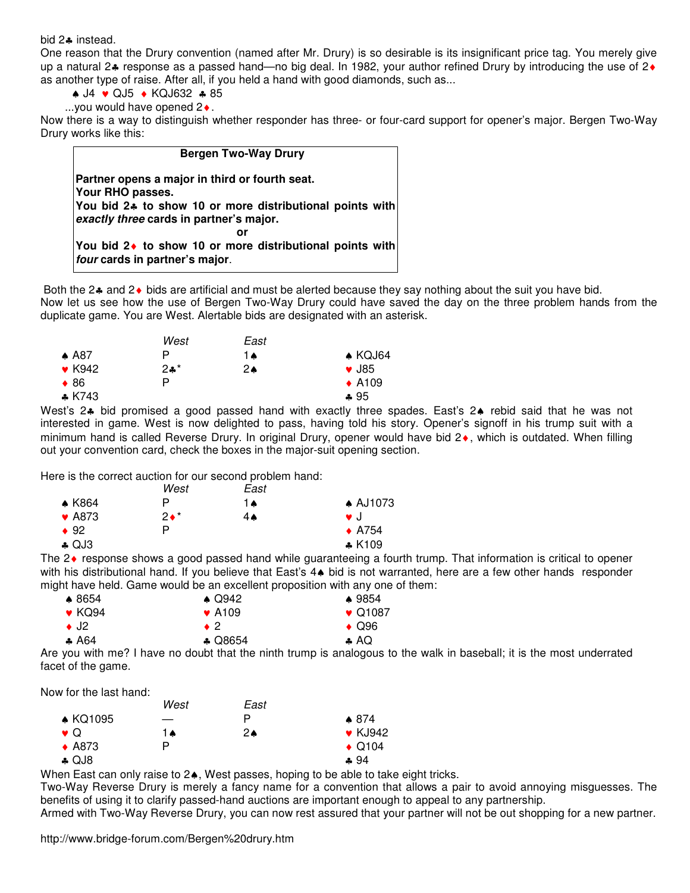bid 2♣ instead.

One reason that the Drury convention (named after Mr. Drury) is so desirable is its insignificant price tag. You merely give up a natural 2♣ response as a passed hand—no big deal. In 1982, your author refined Drury by introducing the use of 2♦ as another type of raise. After all, if you held a hand with good diamonds, such as...

♠ J4 ♥ QJ5 ♦ KQJ632 ♣ 85

...you would have opened 2♦.

Now there is a way to distinguish whether responder has three- or four-card support for opener's major. Bergen Two-Way Drury works like this:

> **Bergen Two-Way Drury**
>
> **Partner opens a major in third or fourth seat.**
> **Your RHO passes.**
> **You bid 2♣ to show 10 or more distributional points with *exactly three* cards in partner's major.**
>
> **or**
>
> **You bid 2♦ to show 10 or more distributional points with *four* cards in partner's major.**

Both the 2♣ and 2♦ bids are artificial and must be alerted because they say nothing about the suit you have bid.

Now let us see how the use of Bergen Two-Way Drury could have saved the day on the three problem hands from the duplicate game. You are West. Alertable bids are designated with an asterisk.

| | *West* | *East* | |
|---|---|---|---|
| ♠ A87 | P | 1♠ | ♠ KQJ64 |
| ♥ K942 | 2♣* | 2♠ | ♥ J85 |
| ♦ 86 | P | | ♦ A109 |
| ♣ K743 | | | ♣ 95 |

West's 2♣ bid promised a good passed hand with exactly three spades. East's 2♠ rebid said that he was not interested in game. West is now delighted to pass, having told his story. Opener's signoff in his trump suit with a minimum hand is called Reverse Drury. In original Drury, opener would have bid 2♦, which is outdated. When filling out your convention card, check the boxes in the major-suit opening section.

Here is the correct auction for our second problem hand:

| | *West* | *East* | |
|---|---|---|---|
| ♠ K864 | P | 1♠ | ♠ AJ1073 |
| ♥ A873 | 2♦* | 4♠ | ♥ J |
| ♦ 92 | P | | ♦ A754 |
| ♣ QJ3 | | | ♣ K109 |

The 2♦ response shows a good passed hand while guaranteeing a fourth trump. That information is critical to opener with his distributional hand. If you believe that East's 4♠ bid is not warranted, here are a few other hands responder might have held. Game would be an excellent proposition with any one of them:

| | | |
|---|---|---|
| ♠ 8654 | ♠ Q942 | ♠ 9854 |
| ♥ KQ94 | ♥ A109 | ♥ Q1087 |
| ♦ J2 | ♦ 2 | ♦ Q96 |
| ♣ A64 | ♣ Q8654 | ♣ AQ |

Are you with me? I have no doubt that the ninth trump is analogous to the walk in baseball; it is the most underrated facet of the game.

Now for the last hand:

| | *West* | *East* | |
|---|---|---|---|
| ♠ KQ1095 | — | P | ♠ 874 |
| ♥ Q | 1♠ | 2♠ | ♥ KJ942 |
| ♦ A873 | P | | ♦ Q104 |
| ♣ QJ8 | | | ♣ 94 |

When East can only raise to 2♠, West passes, hoping to be able to take eight tricks.

Two-Way Reverse Drury is merely a fancy name for a convention that allows a pair to avoid annoying misguesses. The benefits of using it to clarify passed-hand auctions are important enough to appeal to any partnership.

Armed with Two-Way Reverse Drury, you can now rest assured that your partner will not be out shopping for a new partner.

http://www.bridge-forum.com/Bergen%20drury.htm